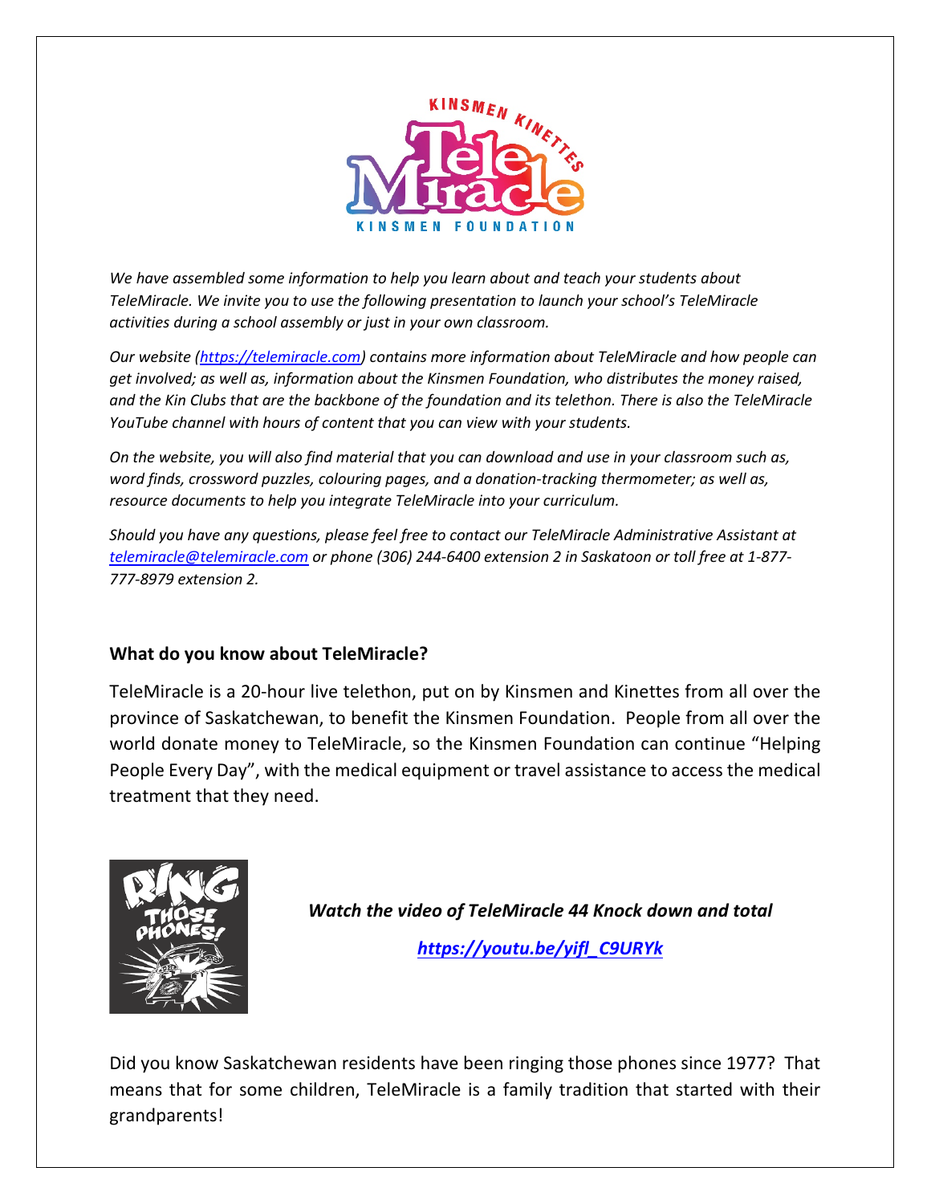*We have assembled some information to help you learn about and teach your students about TeleMiracle. We invite you to use the following presentation to launch your school's TeleMiracle activities during a school assembly or just in your own classroom.*

*Our website (https://telemiracle.com) contains more information about TeleMiracle and how people can get involved; as well as, information about the Kinsmen Foundation, who distributes the money raised, and the Kin Clubs that are the backbone of the foundation and its telethon. There is also the TeleMiracle YouTube channel with hours of content that you can view with your students.*

*On the website, you will also find material that you can download and use in your classroom such as, word finds, crossword puzzles, colouring pages, and a donation-tracking thermometer; as well as, resource documents to help you integrate TeleMiracle into your curriculum.*

*Should you have any questions, please feel free to contact our TeleMiracle Administrative Assistant at telemiracle@telemiracle.com or phone (306) 244-6400 extension 2 in Saskatoon or toll free at 1-877-777-8979 extension 2.*

## What do you know about TeleMiracle?

TeleMiracle is a 20-hour live telethon, put on by Kinsmen and Kinettes from all over the province of Saskatchewan, to benefit the Kinsmen Foundation. People from all over the world donate money to TeleMiracle, so the Kinsmen Foundation can continue "Helping People Every Day", with the medical equipment or travel assistance to access the medical treatment that they need.

***Watch the video of TeleMiracle 44 Knock down and total***

***https://youtu.be/yifl_C9URYk***

Did you know Saskatchewan residents have been ringing those phones since 1977? That means that for some children, TeleMiracle is a family tradition that started with their grandparents!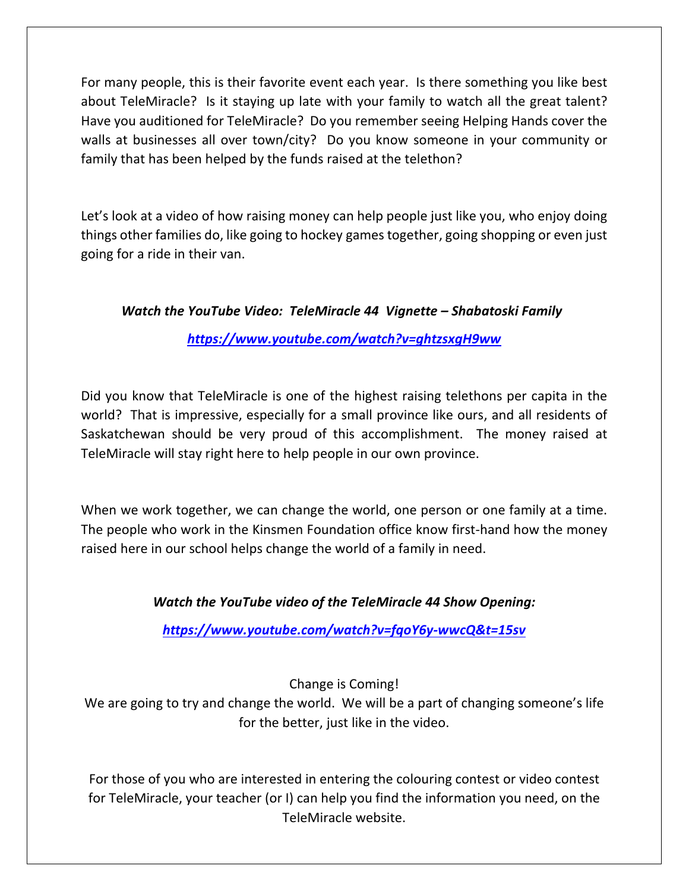For many people, this is their favorite event each year. Is there something you like best about TeleMiracle? Is it staying up late with your family to watch all the great talent? Have you auditioned for TeleMiracle? Do you remember seeing Helping Hands cover the walls at businesses all over town/city? Do you know someone in your community or family that has been helped by the funds raised at the telethon?

Let's look at a video of how raising money can help people just like you, who enjoy doing things other families do, like going to hockey games together, going shopping or even just going for a ride in their van.

***Watch the YouTube Video: TeleMiracle 44 Vignette – Shabatoski Family***

***https://www.youtube.com/watch?v=ghtzsxgH9ww***

Did you know that TeleMiracle is one of the highest raising telethons per capita in the world? That is impressive, especially for a small province like ours, and all residents of Saskatchewan should be very proud of this accomplishment. The money raised at TeleMiracle will stay right here to help people in our own province.

When we work together, we can change the world, one person or one family at a time. The people who work in the Kinsmen Foundation office know first-hand how the money raised here in our school helps change the world of a family in need.

***Watch the YouTube video of the TeleMiracle 44 Show Opening:***

***https://www.youtube.com/watch?v=fqoY6y-wwcQ&t=15sv***

Change is Coming!
We are going to try and change the world. We will be a part of changing someone's life for the better, just like in the video.

For those of you who are interested in entering the colouring contest or video contest for TeleMiracle, your teacher (or I) can help you find the information you need, on the TeleMiracle website.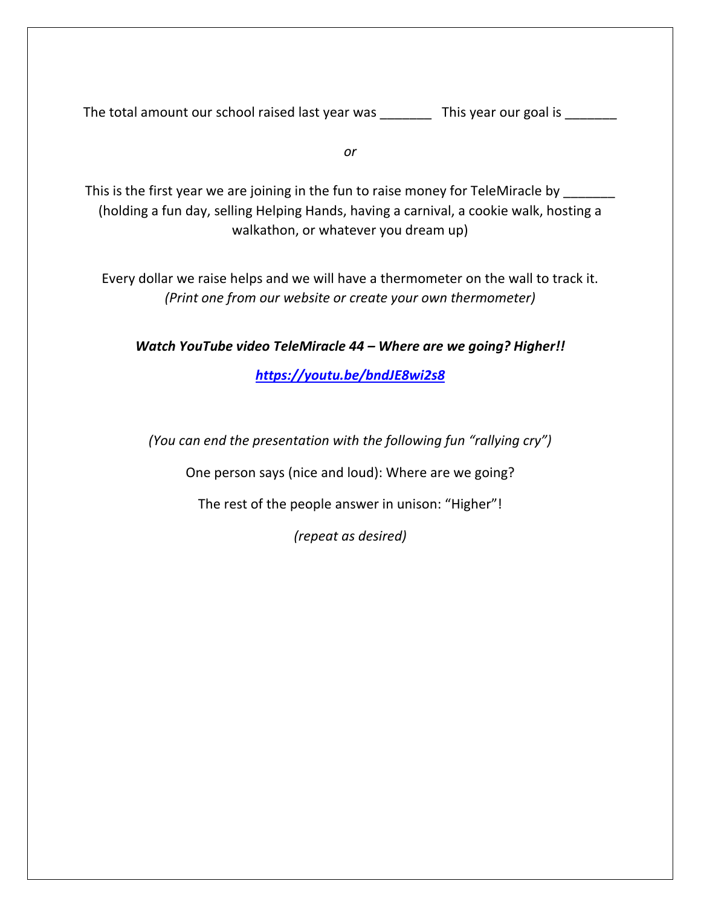The total amount our school raised last year was _______ This year our goal is _______

*or*

This is the first year we are joining in the fun to raise money for TeleMiracle by _______ (holding a fun day, selling Helping Hands, having a carnival, a cookie walk, hosting a walkathon, or whatever you dream up)

Every dollar we raise helps and we will have a thermometer on the wall to track it.
*(Print one from our website or create your own thermometer)*

***Watch YouTube video TeleMiracle 44 – Where are we going? Higher!!***

***https://youtu.be/bndJE8wi2s8***

*(You can end the presentation with the following fun "rallying cry")*

One person says (nice and loud): Where are we going?

The rest of the people answer in unison: "Higher"!

*(repeat as desired)*